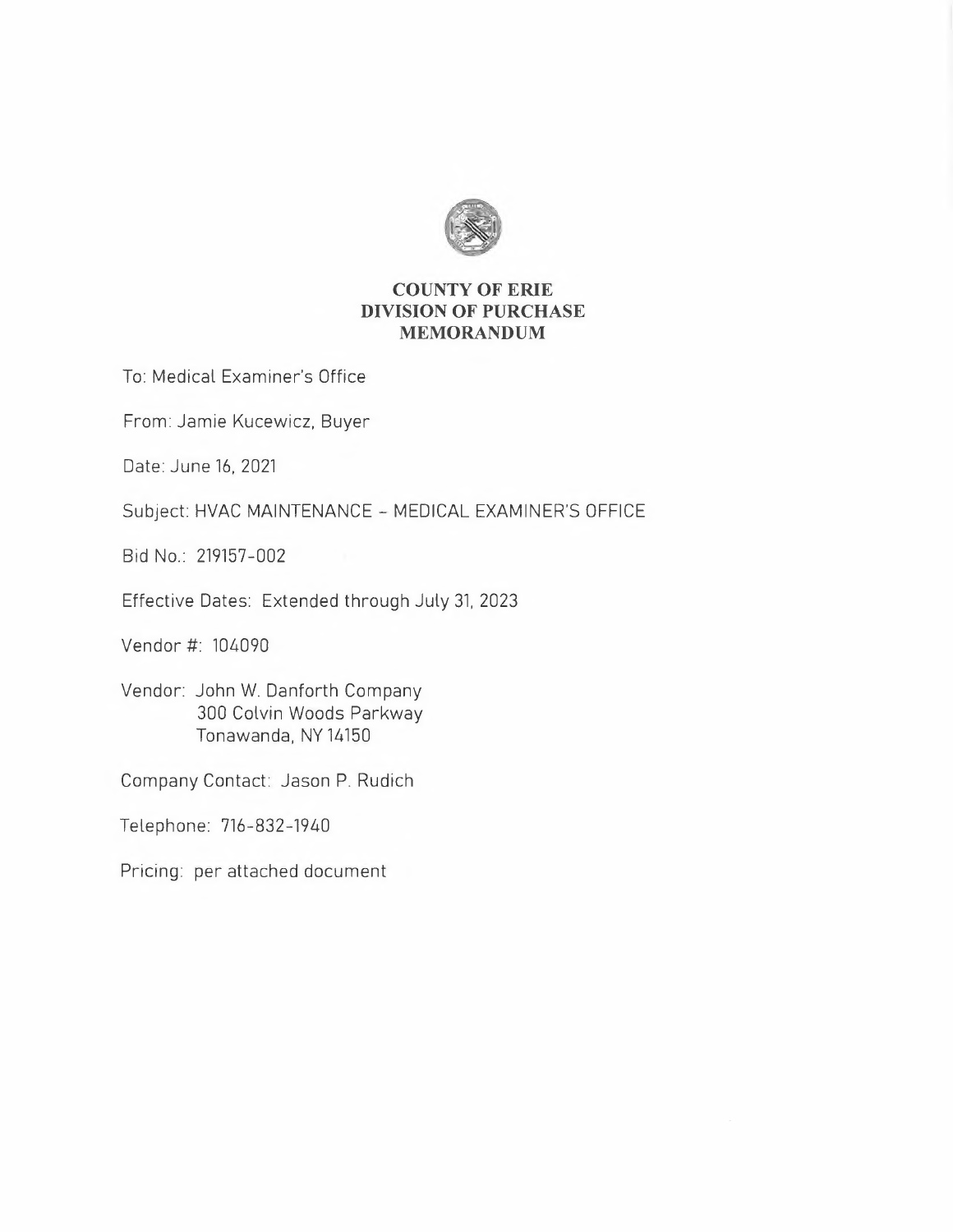# COUNTY OF ERIE
# DIVISION OF PURCHASE
# MEMORANDUM

To: Medical Examiner's Office

From: Jamie Kucewicz, Buyer

Date: June 16, 2021

Subject: HVAC MAINTENANCE – MEDICAL EXAMINER'S OFFICE

Bid No.: 219157-002

Effective Dates: Extended through July 31, 2023

Vendor #: 104090

Vendor: John W. Danforth Company
300 Colvin Woods Parkway
Tonawanda, NY 14150

Company Contact: Jason P. Rudich

Telephone: 716-832-1940

Pricing: per attached document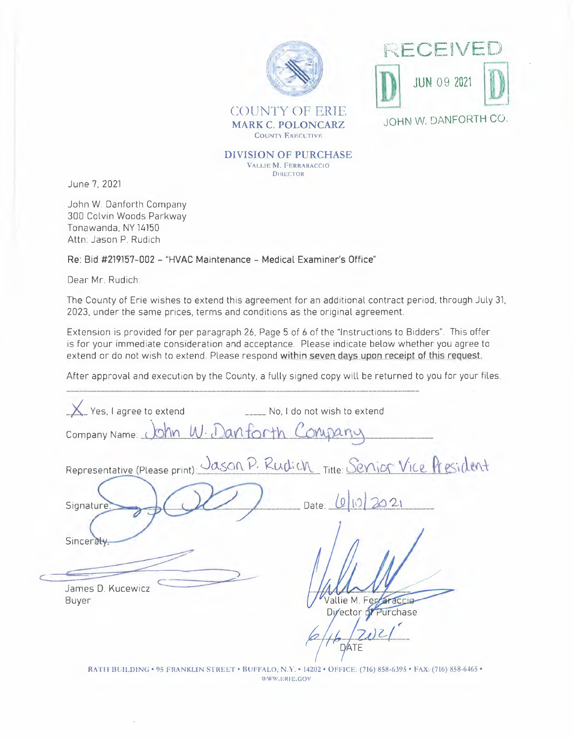COUNTY OF ERIE
**MARK C. POLONCARZ**
COUNTY EXECUTIVE

**DIVISION OF PURCHASE**
VALLIE M. FERRARACCIO
DIRECTOR

RECEIVED
JUN 09 2021
JOHN W. DANFORTH CO.

June 7, 2021

John W. Danforth Company
300 Colvin Woods Parkway
Tonawanda, NY 14150
Attn: Jason P. Rudich

**Re: Bid #219157-002 – "HVAC Maintenance – Medical Examiner's Office"**

Dear Mr. Rudich:

The County of Erie wishes to extend this agreement for an additional contract period, through July 31, 2023, under the same prices, terms and conditions as the original agreement.

Extension is provided for per paragraph 26, Page 5 of 6 of the "Instructions to Bidders". This offer is for your immediate consideration and acceptance. Please indicate below whether you agree to extend or do not wish to extend. Please respond within seven days upon receipt of this request.

After approval and execution by the County, a fully signed copy will be returned to you for your files.

---

_X_ Yes, I agree to extend ____ No, I do not wish to extend

Company Name: John W. Danforth Company

Representative (Please print): Jason P. Rudich Title: Senior Vice President

Signature: [signature] Date: 6/10/2021

Sincerely,

[signature]
James D. Kucewicz
Buyer

[signature]
Vallie M. Ferraraccio
Director of Purchase

6/16/2021
DATE

RATH BUILDING • 95 FRANKLIN STREET • BUFFALO, N.Y. • 14202 • OFFICE: (716) 858-6395 • FAX: (716) 858-6465 • WWW.ERIE.GOV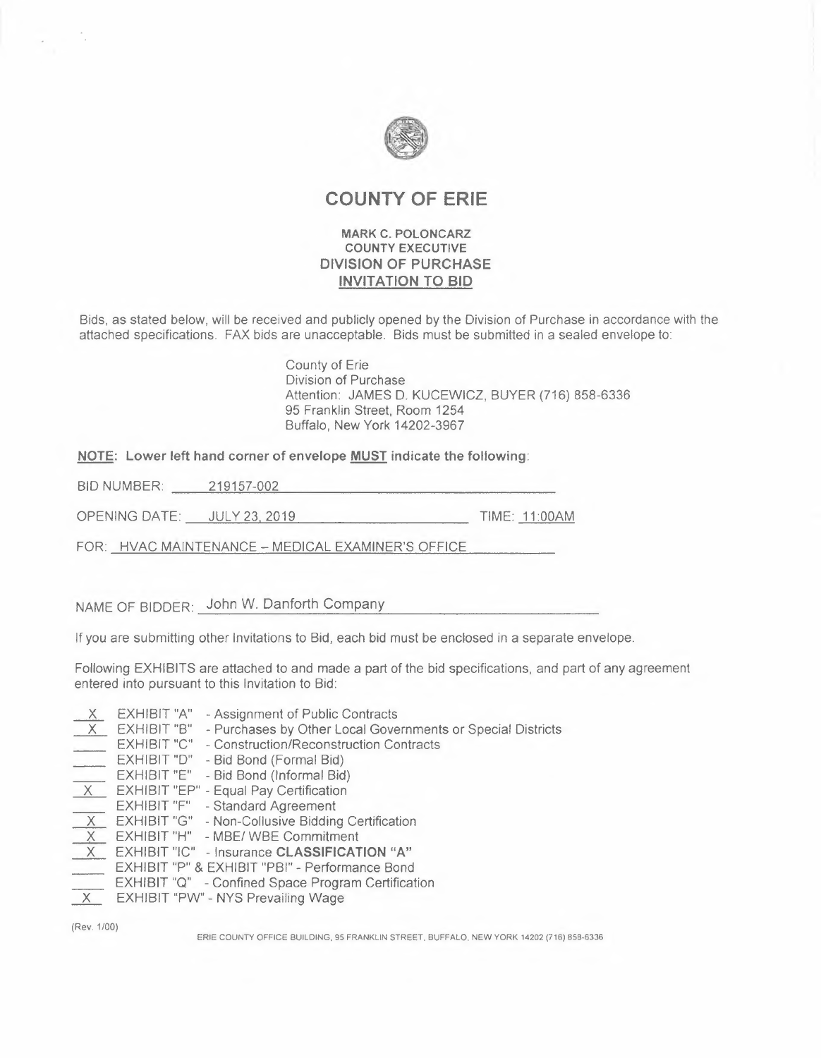# COUNTY OF ERIE

**MARK C. POLONCARZ**
**COUNTY EXECUTIVE**
**DIVISION OF PURCHASE**
**INVITATION TO BID**

Bids, as stated below, will be received and publicly opened by the Division of Purchase in accordance with the attached specifications. FAX bids are unacceptable. Bids must be submitted in a sealed envelope to:

County of Erie
Division of Purchase
Attention: JAMES D. KUCEWICZ, BUYER (716) 858-6336
95 Franklin Street, Room 1254
Buffalo, New York 14202-3967

**NOTE: Lower left hand corner of envelope MUST indicate the following:**

BID NUMBER: 219157-002

OPENING DATE: JULY 23, 2019 TIME: 11:00AM

FOR: HVAC MAINTENANCE – MEDICAL EXAMINER'S OFFICE

NAME OF BIDDER: John W. Danforth Company

If you are submitting other Invitations to Bid, each bid must be enclosed in a separate envelope.

Following EXHIBITS are attached to and made a part of the bid specifications, and part of any agreement entered into pursuant to this Invitation to Bid:

- X EXHIBIT "A" - Assignment of Public Contracts
- X EXHIBIT "B" - Purchases by Other Local Governments or Special Districts
- \_\_\_ EXHIBIT "C" - Construction/Reconstruction Contracts
- \_\_\_ EXHIBIT "D" - Bid Bond (Formal Bid)
- \_\_\_ EXHIBIT "E" - Bid Bond (Informal Bid)
- X EXHIBIT "EP" - Equal Pay Certification
- \_\_\_ EXHIBIT "F" - Standard Agreement
- X EXHIBIT "G" - Non-Collusive Bidding Certification
- X EXHIBIT "H" - MBE/ WBE Commitment
- X EXHIBIT "IC" - Insurance **CLASSIFICATION "A"**
- \_\_\_ EXHIBIT "P" & EXHIBIT "PBI" - Performance Bond
- \_\_\_ EXHIBIT "Q" - Confined Space Program Certification
- X EXHIBIT "PW" - NYS Prevailing Wage

(Rev. 1/00)

ERIE COUNTY OFFICE BUILDING, 95 FRANKLIN STREET, BUFFALO, NEW YORK 14202 (716) 858-6336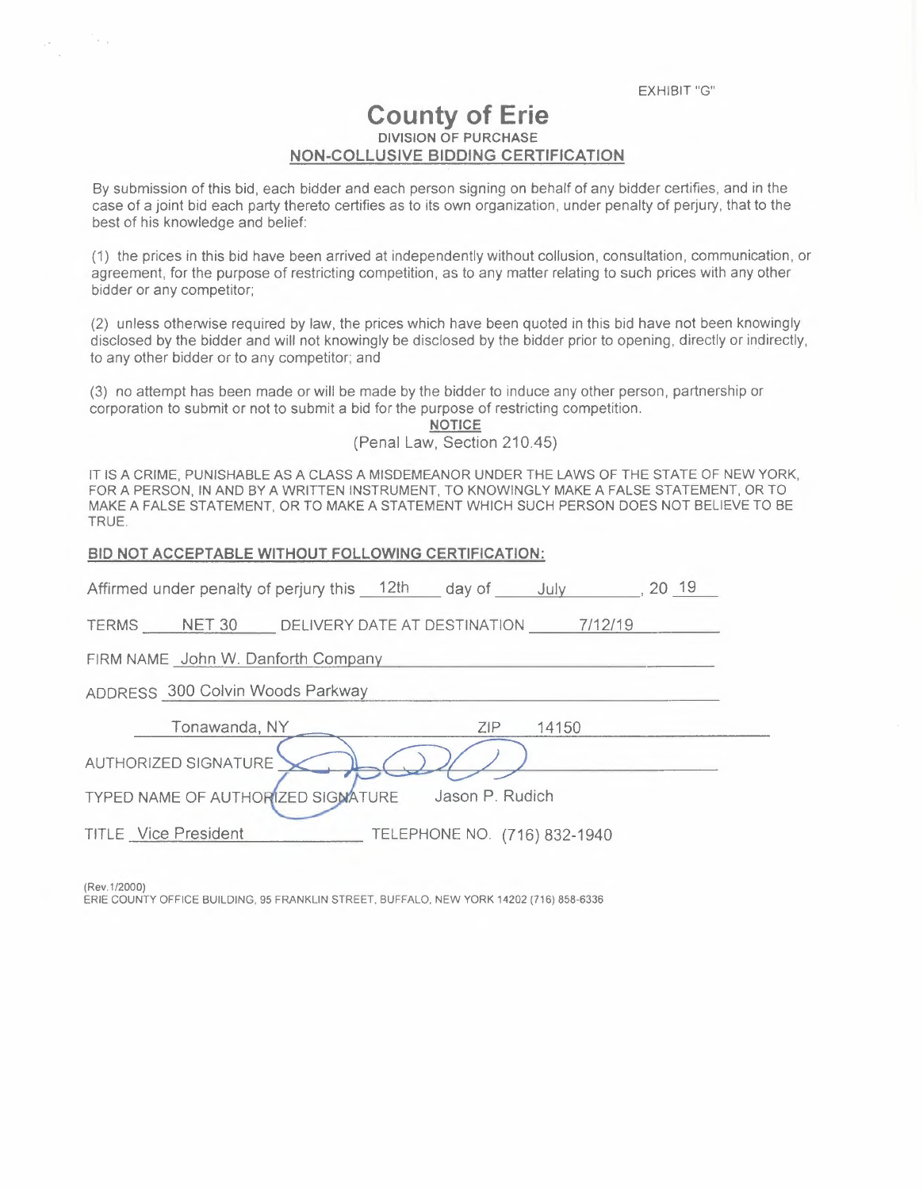EXHIBIT "G"

# County of Erie

DIVISION OF PURCHASE

**NON-COLLUSIVE BIDDING CERTIFICATION**

By submission of this bid, each bidder and each person signing on behalf of any bidder certifies, and in the case of a joint bid each party thereto certifies as to its own organization, under penalty of perjury, that to the best of his knowledge and belief:

(1) the prices in this bid have been arrived at independently without collusion, consultation, communication, or agreement, for the purpose of restricting competition, as to any matter relating to such prices with any other bidder or any competitor;

(2) unless otherwise required by law, the prices which have been quoted in this bid have not been knowingly disclosed by the bidder and will not knowingly be disclosed by the bidder prior to opening, directly or indirectly, to any other bidder or to any competitor; and

(3) no attempt has been made or will be made by the bidder to induce any other person, partnership or corporation to submit or not to submit a bid for the purpose of restricting competition.

**NOTICE**

(Penal Law, Section 210.45)

IT IS A CRIME, PUNISHABLE AS A CLASS A MISDEMEANOR UNDER THE LAWS OF THE STATE OF NEW YORK, FOR A PERSON, IN AND BY A WRITTEN INSTRUMENT, TO KNOWINGLY MAKE A FALSE STATEMENT, OR TO MAKE A FALSE STATEMENT, OR TO MAKE A STATEMENT WHICH SUCH PERSON DOES NOT BELIEVE TO BE TRUE.

**BID NOT ACCEPTABLE WITHOUT FOLLOWING CERTIFICATION:**

Affirmed under penalty of perjury this 12th day of July, 20 19

TERMS NET 30 DELIVERY DATE AT DESTINATION 7/12/19

FIRM NAME John W. Danforth Company

ADDRESS 300 Colvin Woods Parkway

Tonawanda, NY ZIP 14150

AUTHORIZED SIGNATURE [signature]

TYPED NAME OF AUTHORIZED SIGNATURE Jason P. Rudich

TITLE Vice President TELEPHONE NO. (716) 832-1940

(Rev.1/2000)
ERIE COUNTY OFFICE BUILDING, 95 FRANKLIN STREET, BUFFALO, NEW YORK 14202 (716) 858-6336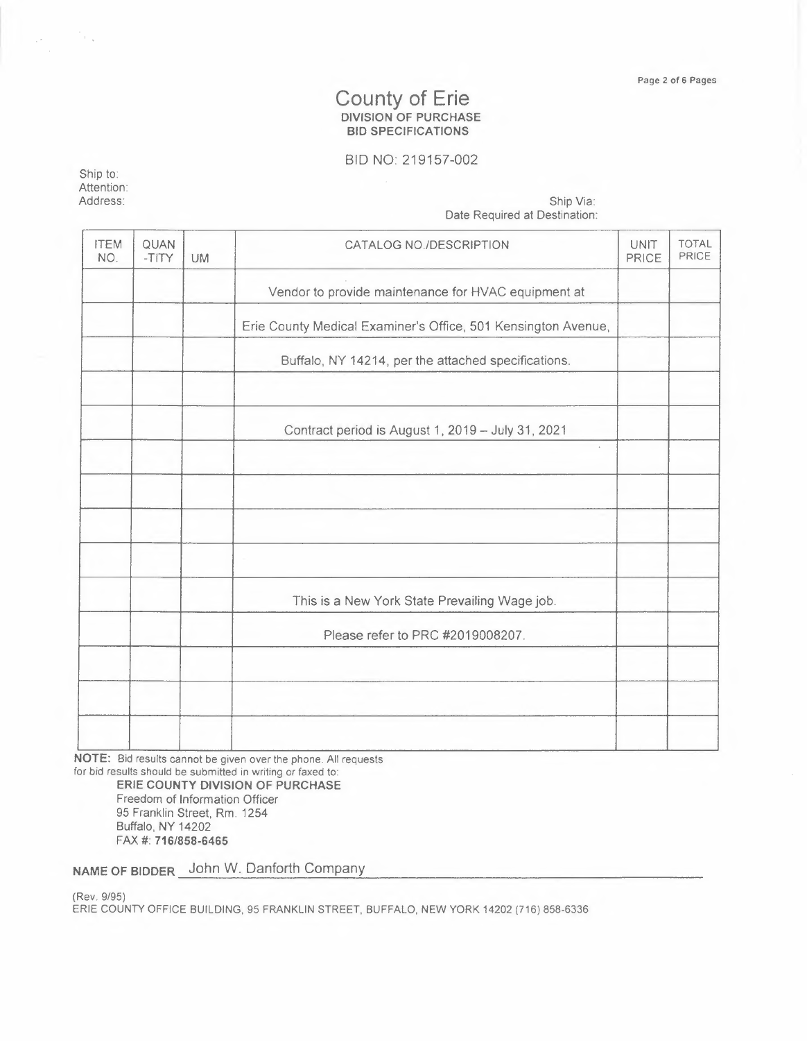# County of Erie

**DIVISION OF PURCHASE**
**BID SPECIFICATIONS**

BID NO: 219157-002

Ship to:
Attention:
Address:

Ship Via:
Date Required at Destination:

| ITEM NO. | QUAN -TITY | UM | CATALOG NO./DESCRIPTION | UNIT PRICE | TOTAL PRICE |
|---|---|---|---|---|---|
| | | | Vendor to provide maintenance for HVAC equipment at | | |
| | | | Erie County Medical Examiner's Office, 501 Kensington Avenue, | | |
| | | | Buffalo, NY 14214, per the attached specifications. | | |
| | | | | | |
| | | | Contract period is August 1, 2019 – July 31, 2021 | | |
| | | | | | |
| | | | | | |
| | | | | | |
| | | | | | |
| | | | This is a New York State Prevailing Wage job. | | |
| | | | Please refer to PRC #2019008207. | | |
| | | | | | |
| | | | | | |
| | | | | | |

**NOTE:** Bid results cannot be given over the phone. All requests for bid results should be submitted in writing or faxed to:

**ERIE COUNTY DIVISION OF PURCHASE**
Freedom of Information Officer
95 Franklin Street, Rm. 1254
Buffalo, NY 14202
FAX #: **716/858-6465**

**NAME OF BIDDER** John W. Danforth Company

(Rev. 9/95)
ERIE COUNTY OFFICE BUILDING, 95 FRANKLIN STREET, BUFFALO, NEW YORK 14202 (716) 858-6336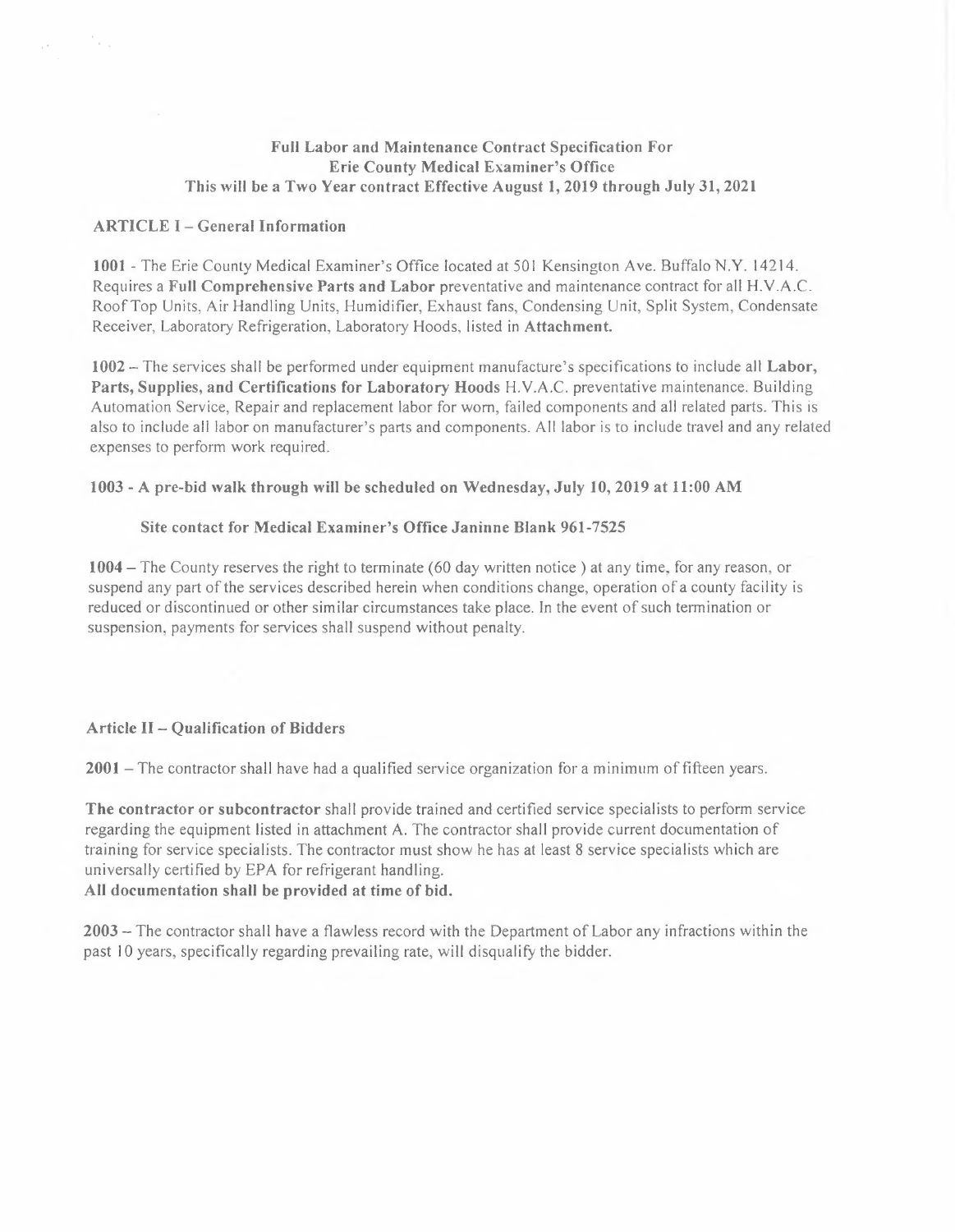**Full Labor and Maintenance Contract Specification For**
**Erie County Medical Examiner's Office**
**This will be a Two Year contract Effective August 1, 2019 through July 31, 2021**

## ARTICLE I – General Information

**1001** - The Erie County Medical Examiner's Office located at 501 Kensington Ave. Buffalo N.Y. 14214. Requires a **Full Comprehensive Parts and Labor** preventative and maintenance contract for all H.V.A.C. Roof Top Units, Air Handling Units, Humidifier, Exhaust fans, Condensing Unit, Split System, Condensate Receiver, Laboratory Refrigeration, Laboratory Hoods, listed in **Attachment.**

**1002** – The services shall be performed under equipment manufacture's specifications to include all **Labor, Parts, Supplies, and Certifications for Laboratory Hoods** H.V.A.C. preventative maintenance. Building Automation Service, Repair and replacement labor for worn, failed components and all related parts. This is also to include all labor on manufacturer's parts and components. All labor is to include travel and any related expenses to perform work required.

**1003 - A pre-bid walk through will be scheduled on Wednesday, July 10, 2019 at 11:00 AM**

**Site contact for Medical Examiner's Office Janinne Blank 961-7525**

**1004** – The County reserves the right to terminate (60 day written notice ) at any time, for any reason, or suspend any part of the services described herein when conditions change, operation of a county facility is reduced or discontinued or other similar circumstances take place. In the event of such termination or suspension, payments for services shall suspend without penalty.

## Article II – Qualification of Bidders

**2001** – The contractor shall have had a qualified service organization for a minimum of fifteen years.

**The contractor or subcontractor** shall provide trained and certified service specialists to perform service regarding the equipment listed in attachment A. The contractor shall provide current documentation of training for service specialists. The contractor must show he has at least 8 service specialists which are universally certified by EPA for refrigerant handling.
**All documentation shall be provided at time of bid.**

**2003** – The contractor shall have a flawless record with the Department of Labor any infractions within the past 10 years, specifically regarding prevailing rate, will disqualify the bidder.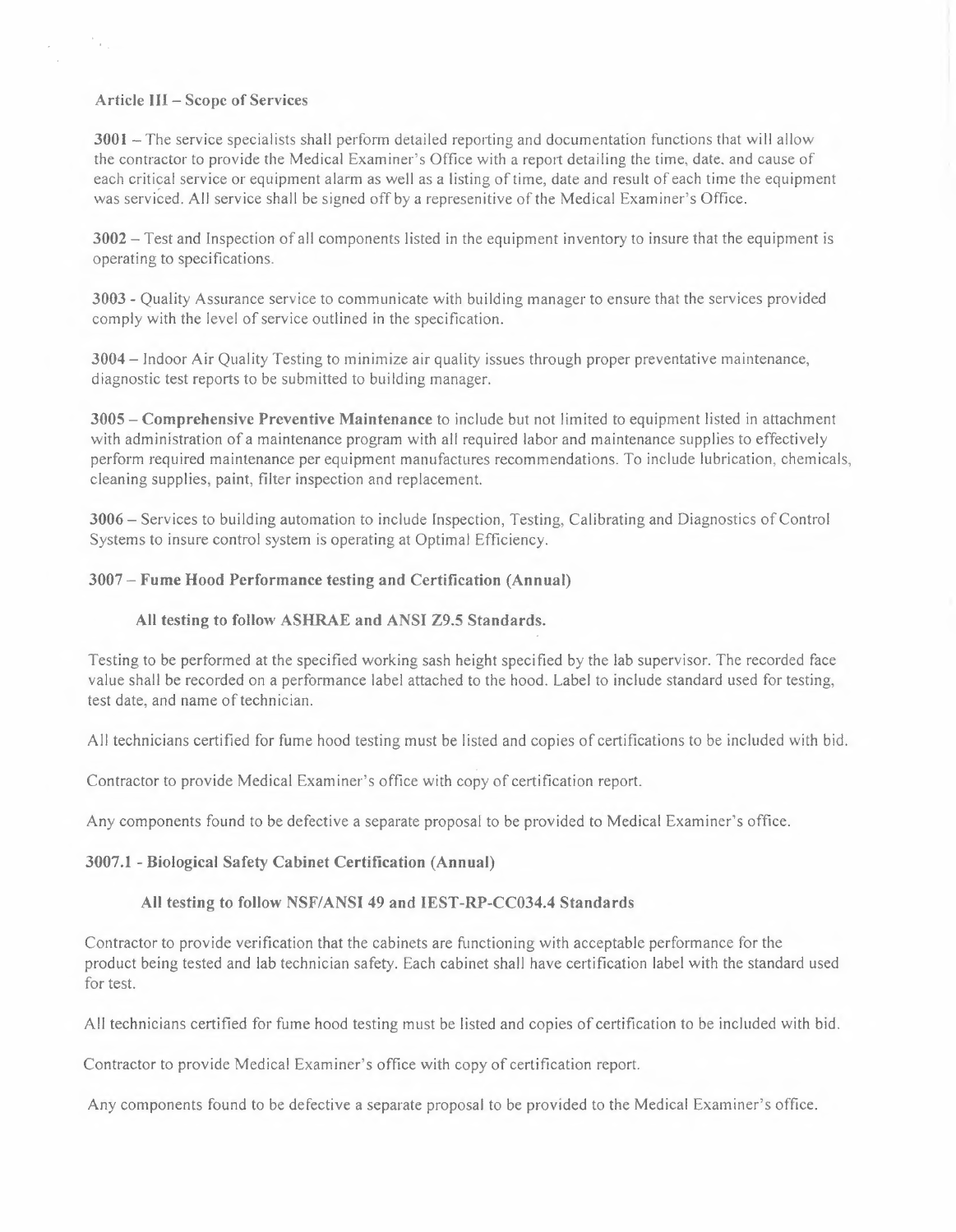### Article III – Scope of Services

**3001** – The service specialists shall perform detailed reporting and documentation functions that will allow the contractor to provide the Medical Examiner's Office with a report detailing the time, date, and cause of each critical service or equipment alarm as well as a listing of time, date and result of each time the equipment was serviced. All service shall be signed off by a represenitive of the Medical Examiner's Office.

**3002** – Test and Inspection of all components listed in the equipment inventory to insure that the equipment is operating to specifications.

**3003** - Quality Assurance service to communicate with building manager to ensure that the services provided comply with the level of service outlined in the specification.

**3004** – Indoor Air Quality Testing to minimize air quality issues through proper preventative maintenance, diagnostic test reports to be submitted to building manager.

**3005** – **Comprehensive Preventive Maintenance** to include but not limited to equipment listed in attachment with administration of a maintenance program with all required labor and maintenance supplies to effectively perform required maintenance per equipment manufactures recommendations. To include lubrication, chemicals, cleaning supplies, paint, filter inspection and replacement.

**3006** – Services to building automation to include Inspection, Testing, Calibrating and Diagnostics of Control Systems to insure control system is operating at Optimal Efficiency.

**3007 – Fume Hood Performance testing and Certification (Annual)**

**All testing to follow ASHRAE and ANSI Z9.5 Standards.**

Testing to be performed at the specified working sash height specified by the lab supervisor. The recorded face value shall be recorded on a performance label attached to the hood. Label to include standard used for testing, test date, and name of technician.

All technicians certified for fume hood testing must be listed and copies of certifications to be included with bid.

Contractor to provide Medical Examiner's office with copy of certification report.

Any components found to be defective a separate proposal to be provided to Medical Examiner's office.

**3007.1 - Biological Safety Cabinet Certification (Annual)**

**All testing to follow NSF/ANSI 49 and IEST-RP-CC034.4 Standards**

Contractor to provide verification that the cabinets are functioning with acceptable performance for the product being tested and lab technician safety. Each cabinet shall have certification label with the standard used for test.

All technicians certified for fume hood testing must be listed and copies of certification to be included with bid.

Contractor to provide Medical Examiner's office with copy of certification report.

Any components found to be defective a separate proposal to be provided to the Medical Examiner's office.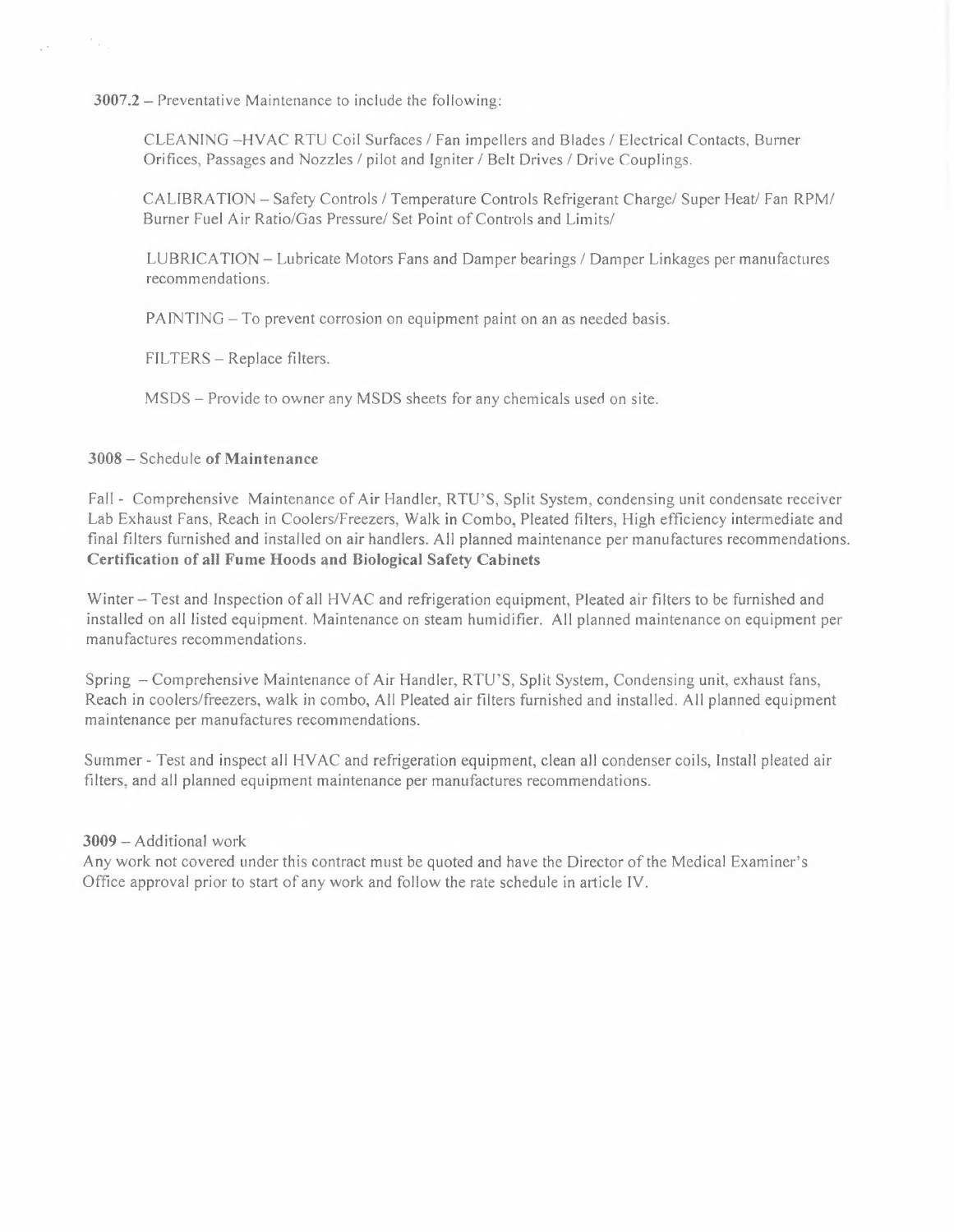**3007.2** – Preventative Maintenance to include the following:

CLEANING –HVAC RTU Coil Surfaces / Fan impellers and Blades / Electrical Contacts, Burner Orifices, Passages and Nozzles / pilot and Igniter / Belt Drives / Drive Couplings.

CALIBRATION – Safety Controls / Temperature Controls Refrigerant Charge/ Super Heat/ Fan RPM/ Burner Fuel Air Ratio/Gas Pressure/ Set Point of Controls and Limits/

LUBRICATION – Lubricate Motors Fans and Damper bearings / Damper Linkages per manufactures recommendations.

PAINTING – To prevent corrosion on equipment paint on an as needed basis.

FILTERS – Replace filters.

MSDS – Provide to owner any MSDS sheets for any chemicals used on site.

**3008** – Schedule **of Maintenance**

Fall - Comprehensive Maintenance of Air Handler, RTU'S, Split System, condensing unit condensate receiver Lab Exhaust Fans, Reach in Coolers/Freezers, Walk in Combo, Pleated filters, High efficiency intermediate and final filters furnished and installed on air handlers. All planned maintenance per manufactures recommendations. **Certification of all Fume Hoods and Biological Safety Cabinets**

Winter – Test and Inspection of all HVAC and refrigeration equipment, Pleated air filters to be furnished and installed on all listed equipment. Maintenance on steam humidifier. All planned maintenance on equipment per manufactures recommendations.

Spring – Comprehensive Maintenance of Air Handler, RTU'S, Split System, Condensing unit, exhaust fans, Reach in coolers/freezers, walk in combo, All Pleated air filters furnished and installed. All planned equipment maintenance per manufactures recommendations.

Summer - Test and inspect all HVAC and refrigeration equipment, clean all condenser coils, Install pleated air filters, and all planned equipment maintenance per manufactures recommendations.

**3009** – Additional work

Any work not covered under this contract must be quoted and have the Director of the Medical Examiner's Office approval prior to start of any work and follow the rate schedule in article IV.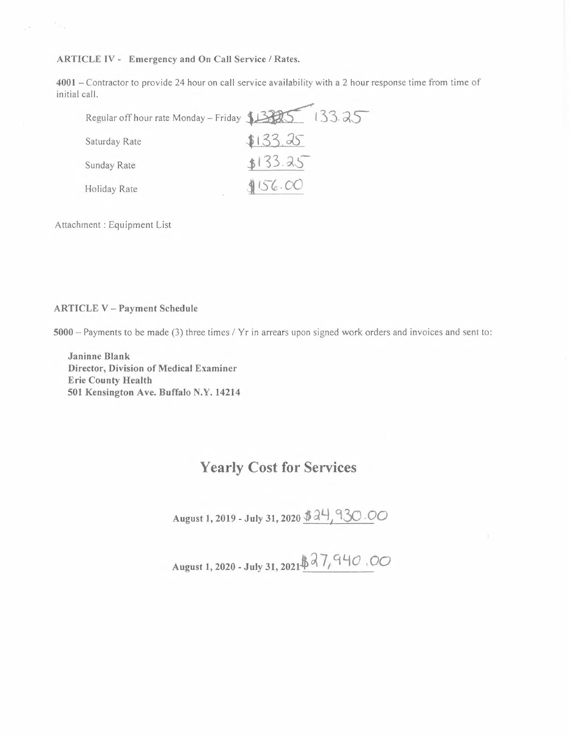**ARTICLE IV - Emergency and On Call Service / Rates.**

**4001** – Contractor to provide 24 hour on call service availability with a 2 hour response time from time of initial call.

| | |
|---|---|
| Regular off hour rate Monday – Friday | ~~$133.25~~ 133.25 |
| Saturday Rate | $133.25 |
| Sunday Rate | $133.25 |
| Holiday Rate | $156.00 |

Attachment : Equipment List

**ARTICLE V – Payment Schedule**

**5000** – Payments to be made (3) three times / Yr in arrears upon signed work orders and invoices and sent to:

**Janinne Blank**
**Director, Division of Medical Examiner**
**Erie County Health**
**501 Kensington Ave. Buffalo N.Y. 14214**

## Yearly Cost for Services

**August 1, 2019 - July 31, 2020** $24,930.00

**August 1, 2020 - July 31, 2021** $27,940.00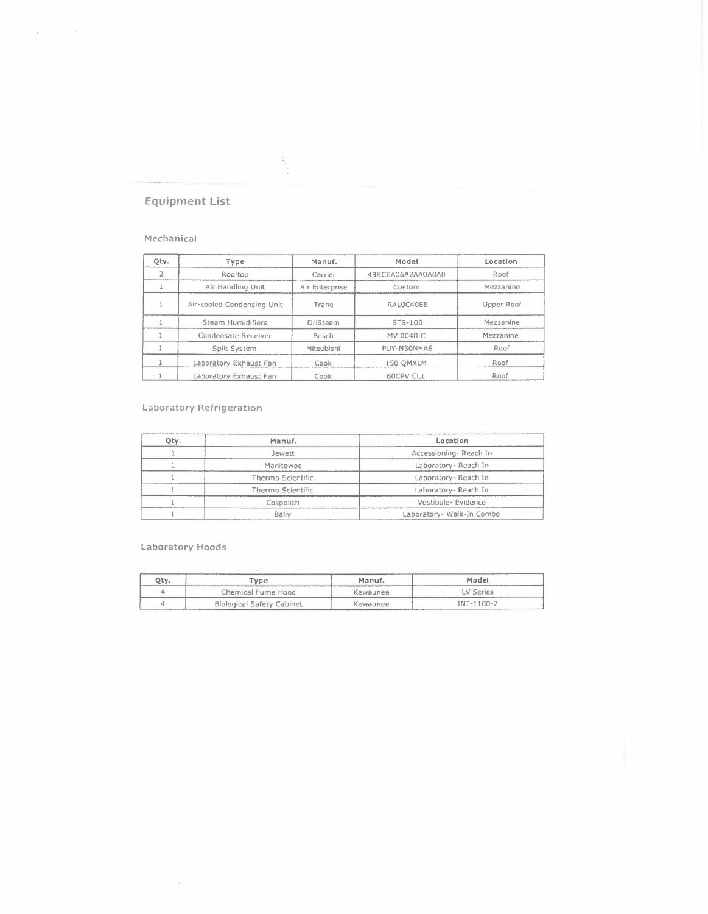## Equipment List

### Mechanical

| Qty. | Type | Manuf. | Model | Location |
|---|---|---|---|---|
| 2 | Rooftop | Carrier | 48KCEA06A2AA0A0A0 | Roof |
| 1 | Air Handling Unit | Air Enterprise | Custom | Mezzanine |
| 1 | Air-cooled Condensing Unit | Trane | RAUJC40EE | Upper Roof |
| 1 | Steam Humidifiers | DriSteem | STS-100 | Mezzanine |
| 1 | Condensate Receiver | Busch | MV 0040 C | Mezzanine |
| 1 | Split System | Mitsubishi | PUY-N30NHA6 | Roof |
| 1 | Laboratory Exhaust Fan | Cook | 150 QMXLM | Roof |
| 1 | Laboratory Exhaust Fan | Cook | 60CPV CL1 | Roof |

### Laboratory Refrigeration

| Qty. | Manuf. | Location |
|---|---|---|
| 1 | Jewett | Accessioning- Reach In |
| 1 | Manitowoc | Laboratory- Reach In |
| 1 | Thermo Scientific | Laboratory- Reach In |
| 1 | Thermo Scientific | Laboratory- Reach In |
| 1 | Cospolich | Vestibule- Evidence |
| 1 | Bally | Laboratory- Walk-In Combo |

### Laboratory Hoods

| Qty. | Type | Manuf. | Model |
|---|---|---|---|
| 4 | Chemical Fume Hood | Kewaunee | LV Series |
| 4 | Biological Safety Cabinet | Kewaunee | INT-1100-2 |